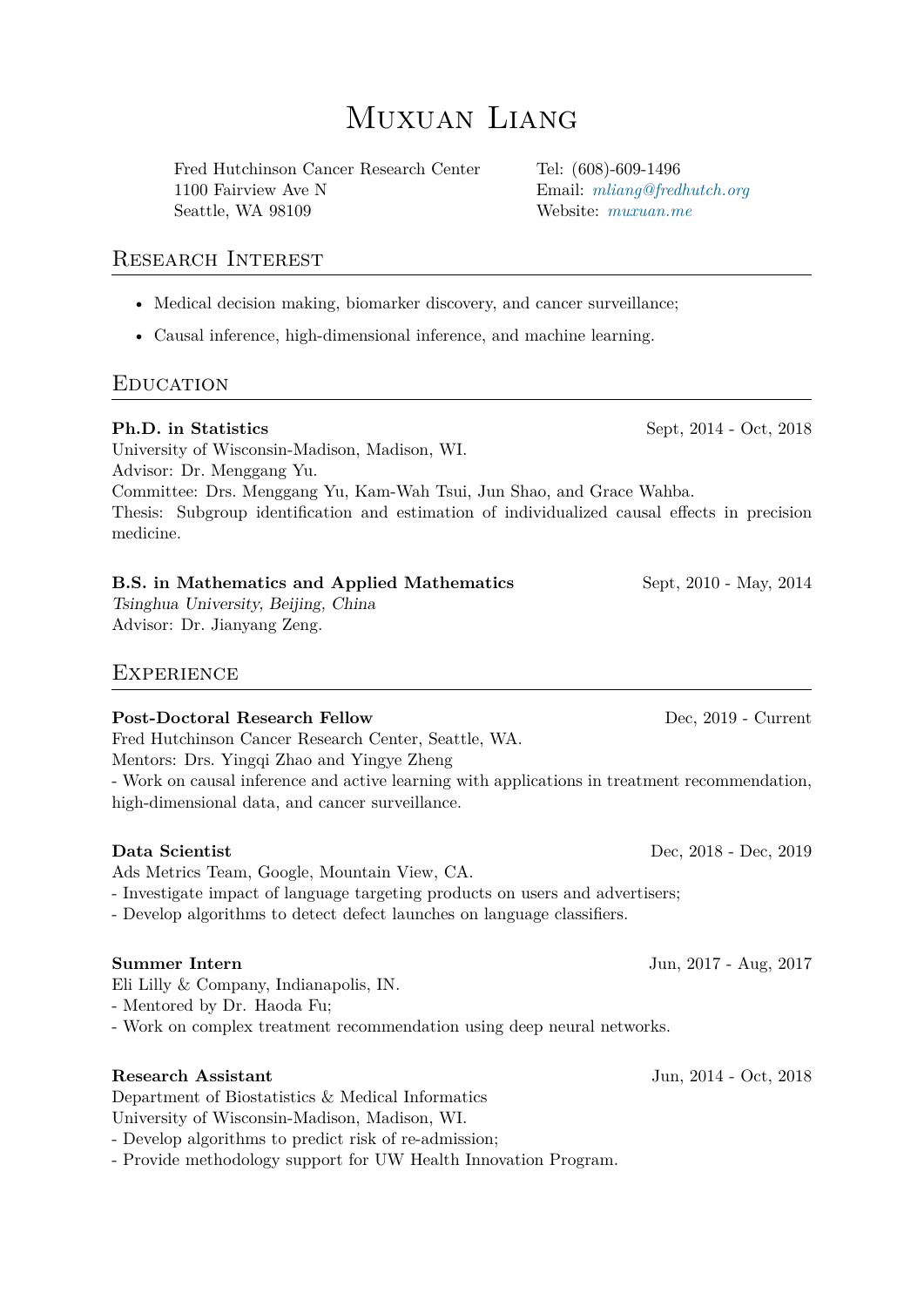# Muxuan Liang

Fred Hutchinson Cancer Research Center
1100 Fairview Ave N
Seattle, WA 98109

Tel: (608)-609-1496
Email: *mliang@fredhutch.org*
Website: *muxuan.me*

## Research Interest

- Medical decision making, biomarker discovery, and cancer surveillance;
- Causal inference, high-dimensional inference, and machine learning.

## Education

**Ph.D. in Statistics** — Sept, 2014 - Oct, 2018
University of Wisconsin-Madison, Madison, WI.
Advisor: Dr. Menggang Yu.
Committee: Drs. Menggang Yu, Kam-Wah Tsui, Jun Shao, and Grace Wahba.
Thesis: Subgroup identification and estimation of individualized causal effects in precision medicine.

**B.S. in Mathematics and Applied Mathematics** — Sept, 2010 - May, 2014
*Tsinghua University, Beijing, China*
Advisor: Dr. Jianyang Zeng.

## Experience

**Post-Doctoral Research Fellow** — Dec, 2019 - Current
Fred Hutchinson Cancer Research Center, Seattle, WA.
Mentors: Drs. Yingqi Zhao and Yingye Zheng
- Work on causal inference and active learning with applications in treatment recommendation, high-dimensional data, and cancer surveillance.

**Data Scientist** — Dec, 2018 - Dec, 2019
Ads Metrics Team, Google, Mountain View, CA.
- Investigate impact of language targeting products on users and advertisers;
- Develop algorithms to detect defect launches on language classifiers.

**Summer Intern** — Jun, 2017 - Aug, 2017
Eli Lilly & Company, Indianapolis, IN.
- Mentored by Dr. Haoda Fu;
- Work on complex treatment recommendation using deep neural networks.

**Research Assistant** — Jun, 2014 - Oct, 2018
Department of Biostatistics & Medical Informatics
University of Wisconsin-Madison, Madison, WI.
- Develop algorithms to predict risk of re-admission;
- Provide methodology support for UW Health Innovation Program.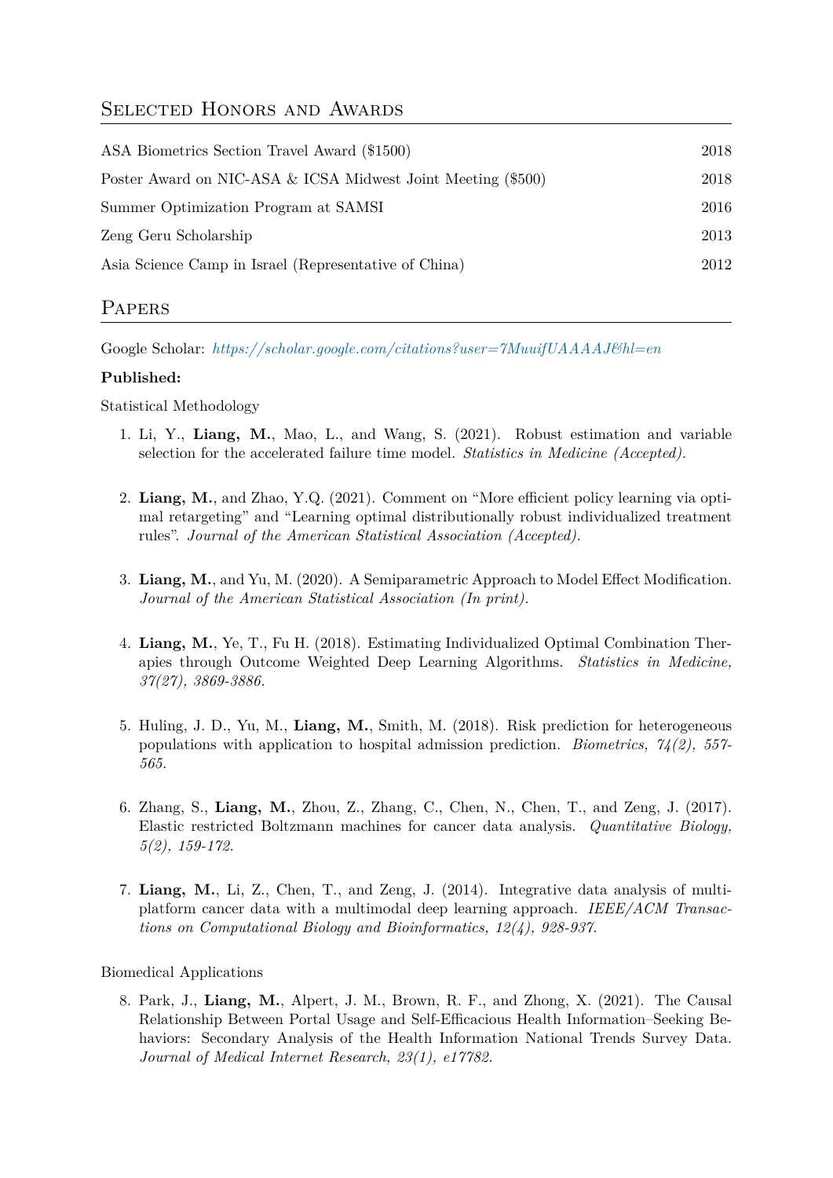## Selected Honors and Awards

| | |
|---|---|
| ASA Biometrics Section Travel Award ($1500) | 2018 |
| Poster Award on NIC-ASA & ICSA Midwest Joint Meeting ($500) | 2018 |
| Summer Optimization Program at SAMSI | 2016 |
| Zeng Geru Scholarship | 2013 |
| Asia Science Camp in Israel (Representative of China) | 2012 |

## Papers

Google Scholar: *https://scholar.google.com/citations?user=7MuuifUAAAAJ&hl=en*

**Published:**

Statistical Methodology

1. Li, Y., **Liang, M.**, Mao, L., and Wang, S. (2021). Robust estimation and variable selection for the accelerated failure time model. *Statistics in Medicine (Accepted).*

2. **Liang, M.**, and Zhao, Y.Q. (2021). Comment on "More efficient policy learning via optimal retargeting" and "Learning optimal distributionally robust individualized treatment rules". *Journal of the American Statistical Association (Accepted).*

3. **Liang, M.**, and Yu, M. (2020). A Semiparametric Approach to Model Effect Modification. *Journal of the American Statistical Association (In print).*

4. **Liang, M.**, Ye, T., Fu H. (2018). Estimating Individualized Optimal Combination Therapies through Outcome Weighted Deep Learning Algorithms. *Statistics in Medicine, 37(27), 3869-3886.*

5. Huling, J. D., Yu, M., **Liang, M.**, Smith, M. (2018). Risk prediction for heterogeneous populations with application to hospital admission prediction. *Biometrics, 74(2), 557-565.*

6. Zhang, S., **Liang, M.**, Zhou, Z., Zhang, C., Chen, N., Chen, T., and Zeng, J. (2017). Elastic restricted Boltzmann machines for cancer data analysis. *Quantitative Biology, 5(2), 159-172.*

7. **Liang, M.**, Li, Z., Chen, T., and Zeng, J. (2014). Integrative data analysis of multi-platform cancer data with a multimodal deep learning approach. *IEEE/ACM Transactions on Computational Biology and Bioinformatics, 12(4), 928-937.*

Biomedical Applications

8. Park, J., **Liang, M.**, Alpert, J. M., Brown, R. F., and Zhong, X. (2021). The Causal Relationship Between Portal Usage and Self-Efficacious Health Information–Seeking Behaviors: Secondary Analysis of the Health Information National Trends Survey Data. *Journal of Medical Internet Research, 23(1), e17782.*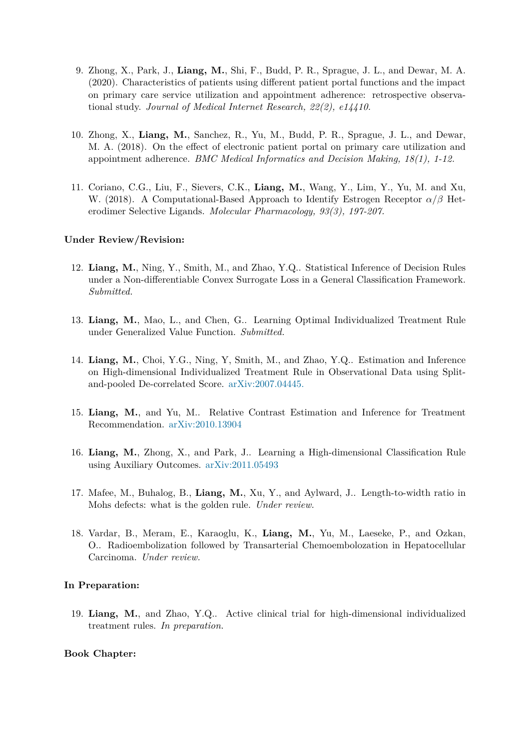9. Zhong, X., Park, J., **Liang, M.**, Shi, F., Budd, P. R., Sprague, J. L., and Dewar, M. A. (2020). Characteristics of patients using different patient portal functions and the impact on primary care service utilization and appointment adherence: retrospective observational study. *Journal of Medical Internet Research, 22(2), e14410.*

10. Zhong, X., **Liang, M.**, Sanchez, R., Yu, M., Budd, P. R., Sprague, J. L., and Dewar, M. A. (2018). On the effect of electronic patient portal on primary care utilization and appointment adherence. *BMC Medical Informatics and Decision Making, 18(1), 1-12.*

11. Coriano, C.G., Liu, F., Sievers, C.K., **Liang, M.**, Wang, Y., Lim, Y., Yu, M. and Xu, W. (2018). A Computational-Based Approach to Identify Estrogen Receptor $\alpha/\beta$ Heterodimer Selective Ligands. *Molecular Pharmacology, 93(3), 197-207.*

**Under Review/Revision:**

12. **Liang, M.**, Ning, Y., Smith, M., and Zhao, Y.Q.. Statistical Inference of Decision Rules under a Non-differentiable Convex Surrogate Loss in a General Classification Framework. *Submitted.*

13. **Liang, M.**, Mao, L., and Chen, G.. Learning Optimal Individualized Treatment Rule under Generalized Value Function. *Submitted.*

14. **Liang, M.**, Choi, Y.G., Ning, Y, Smith, M., and Zhao, Y.Q.. Estimation and Inference on High-dimensional Individualized Treatment Rule in Observational Data using Split-and-pooled De-correlated Score. arXiv:2007.04445.

15. **Liang, M.**, and Yu, M.. Relative Contrast Estimation and Inference for Treatment Recommendation. arXiv:2010.13904

16. **Liang, M.**, Zhong, X., and Park, J.. Learning a High-dimensional Classification Rule using Auxiliary Outcomes. arXiv:2011.05493

17. Mafee, M., Buhalog, B., **Liang, M.**, Xu, Y., and Aylward, J.. Length-to-width ratio in Mohs defects: what is the golden rule. *Under review.*

18. Vardar, B., Meram, E., Karaoglu, K., **Liang, M.**, Yu, M., Laeseke, P., and Ozkan, O.. Radioembolization followed by Transarterial Chemoembolozation in Hepatocellular Carcinoma. *Under review.*

**In Preparation:**

19. **Liang, M.**, and Zhao, Y.Q.. Active clinical trial for high-dimensional individualized treatment rules. *In preparation.*

**Book Chapter:**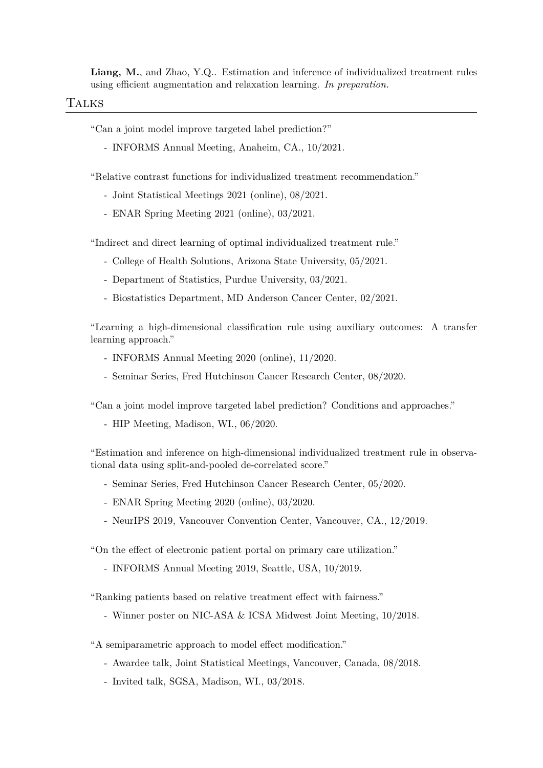**Liang, M.**, and Zhao, Y.Q.. Estimation and inference of individualized treatment rules using efficient augmentation and relaxation learning. *In preparation.*

## Talks

"Can a joint model improve targeted label prediction?"

- INFORMS Annual Meeting, Anaheim, CA., 10/2021.

"Relative contrast functions for individualized treatment recommendation."

- Joint Statistical Meetings 2021 (online), 08/2021.
- ENAR Spring Meeting 2021 (online), 03/2021.

"Indirect and direct learning of optimal individualized treatment rule."

- College of Health Solutions, Arizona State University, 05/2021.
- Department of Statistics, Purdue University, 03/2021.
- Biostatistics Department, MD Anderson Cancer Center, 02/2021.

"Learning a high-dimensional classification rule using auxiliary outcomes: A transfer learning approach."

- INFORMS Annual Meeting 2020 (online), 11/2020.
- Seminar Series, Fred Hutchinson Cancer Research Center, 08/2020.

"Can a joint model improve targeted label prediction? Conditions and approaches."

- HIP Meeting, Madison, WI., 06/2020.

"Estimation and inference on high-dimensional individualized treatment rule in observational data using split-and-pooled de-correlated score."

- Seminar Series, Fred Hutchinson Cancer Research Center, 05/2020.
- ENAR Spring Meeting 2020 (online), 03/2020.
- NeurIPS 2019, Vancouver Convention Center, Vancouver, CA., 12/2019.

"On the effect of electronic patient portal on primary care utilization."

- INFORMS Annual Meeting 2019, Seattle, USA, 10/2019.

"Ranking patients based on relative treatment effect with fairness."

- Winner poster on NIC-ASA & ICSA Midwest Joint Meeting, 10/2018.

"A semiparametric approach to model effect modification."

- Awardee talk, Joint Statistical Meetings, Vancouver, Canada, 08/2018.
- Invited talk, SGSA, Madison, WI., 03/2018.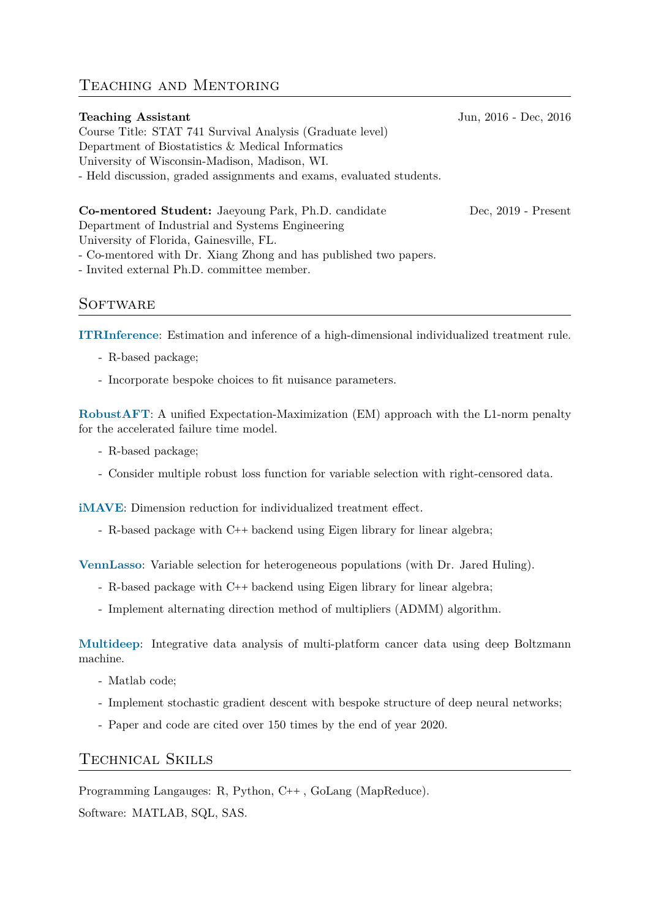## Teaching and Mentoring

**Teaching Assistant** Jun, 2016 - Dec, 2016
Course Title: STAT 741 Survival Analysis (Graduate level)
Department of Biostatistics & Medical Informatics
University of Wisconsin-Madison, Madison, WI.
- Held discussion, graded assignments and exams, evaluated students.

**Co-mentored Student:** Jaeyoung Park, Ph.D. candidate Dec, 2019 - Present
Department of Industrial and Systems Engineering
University of Florida, Gainesville, FL.
- Co-mentored with Dr. Xiang Zhong and has published two papers.
- Invited external Ph.D. committee member.

## Software

**ITRInference**: Estimation and inference of a high-dimensional individualized treatment rule.

- R-based package;
- Incorporate bespoke choices to fit nuisance parameters.

**RobustAFT**: A unified Expectation-Maximization (EM) approach with the L1-norm penalty for the accelerated failure time model.

- R-based package;
- Consider multiple robust loss function for variable selection with right-censored data.

**iMAVE**: Dimension reduction for individualized treatment effect.

- R-based package with C++ backend using Eigen library for linear algebra;

**VennLasso**: Variable selection for heterogeneous populations (with Dr. Jared Huling).

- R-based package with C++ backend using Eigen library for linear algebra;
- Implement alternating direction method of multipliers (ADMM) algorithm.

**Multideep**: Integrative data analysis of multi-platform cancer data using deep Boltzmann machine.

- Matlab code;
- Implement stochastic gradient descent with bespoke structure of deep neural networks;
- Paper and code are cited over 150 times by the end of year 2020.

## Technical Skills

Programming Langauges: R, Python, C++ , GoLang (MapReduce).

Software: MATLAB, SQL, SAS.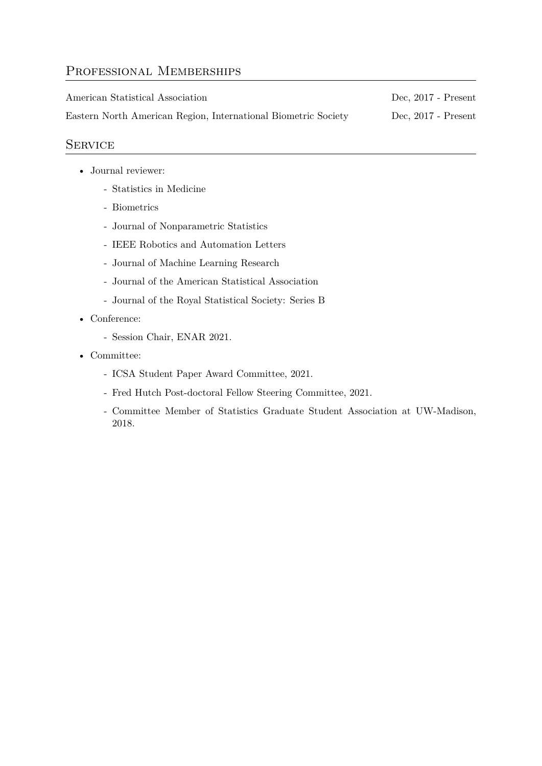## Professional Memberships

American Statistical Association — Dec, 2017 - Present

Eastern North American Region, International Biometric Society — Dec, 2017 - Present

## Service

- Journal reviewer:
  - Statistics in Medicine
  - Biometrics
  - Journal of Nonparametric Statistics
  - IEEE Robotics and Automation Letters
  - Journal of Machine Learning Research
  - Journal of the American Statistical Association
  - Journal of the Royal Statistical Society: Series B
- Conference:
  - Session Chair, ENAR 2021.
- Committee:
  - ICSA Student Paper Award Committee, 2021.
  - Fred Hutch Post-doctoral Fellow Steering Committee, 2021.
  - Committee Member of Statistics Graduate Student Association at UW-Madison, 2018.